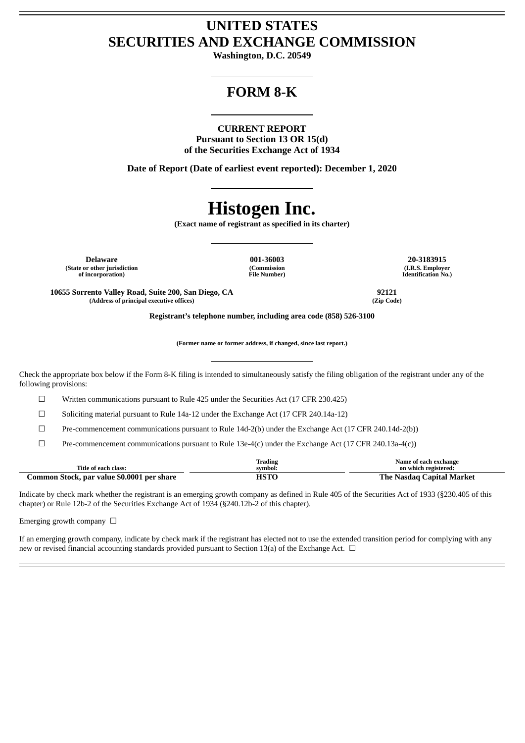# UNITED STATES
# SECURITIES AND EXCHANGE COMMISSION

**Washington, D.C. 20549**

## FORM 8-K

**CURRENT REPORT**
**Pursuant to Section 13 OR 15(d)**
**of the Securities Exchange Act of 1934**

**Date of Report (Date of earliest event reported): December 1, 2020**

# Histogen Inc.

**(Exact name of registrant as specified in its charter)**

| Delaware | 001-36003 | 20-3183915 |
|---|---|---|
| (State or other jurisdiction of incorporation) | (Commission File Number) | (I.R.S. Employer Identification No.) |

| 10655 Sorrento Valley Road, Suite 200, San Diego, CA | 92121 |
|---|---|
| (Address of principal executive offices) | (Zip Code) |

**Registrant's telephone number, including area code (858) 526-3100**

**(Former name or former address, if changed, since last report.)**

Check the appropriate box below if the Form 8-K filing is intended to simultaneously satisfy the filing obligation of the registrant under any of the following provisions:

☐ Written communications pursuant to Rule 425 under the Securities Act (17 CFR 230.425)

☐ Soliciting material pursuant to Rule 14a-12 under the Exchange Act (17 CFR 240.14a-12)

☐ Pre-commencement communications pursuant to Rule 14d-2(b) under the Exchange Act (17 CFR 240.14d-2(b))

☐ Pre-commencement communications pursuant to Rule 13e-4(c) under the Exchange Act (17 CFR 240.13a-4(c))

| Title of each class: | Trading symbol: | Name of each exchange on which registered: |
|---|---|---|
| **Common Stock, par value $0.0001 per share** | **HSTO** | **The Nasdaq Capital Market** |

Indicate by check mark whether the registrant is an emerging growth company as defined in Rule 405 of the Securities Act of 1933 (§230.405 of this chapter) or Rule 12b-2 of the Securities Exchange Act of 1934 (§240.12b-2 of this chapter).

Emerging growth company ☐

If an emerging growth company, indicate by check mark if the registrant has elected not to use the extended transition period for complying with any new or revised financial accounting standards provided pursuant to Section 13(a) of the Exchange Act. ☐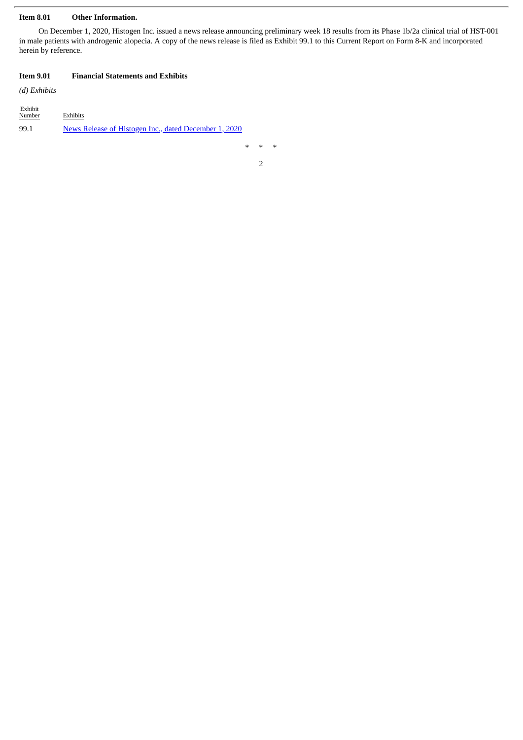**Item 8.01 Other Information.**

On December 1, 2020, Histogen Inc. issued a news release announcing preliminary week 18 results from its Phase 1b/2a clinical trial of HST-001 in male patients with androgenic alopecia. A copy of the news release is filed as Exhibit 99.1 to this Current Report on Form 8-K and incorporated herein by reference.

**Item 9.01 Financial Statements and Exhibits**

*(d) Exhibits*

| Exhibit Number | Exhibits |
|---|---|
| 99.1 | News Release of Histogen Inc., dated December 1, 2020 |

\* \* \*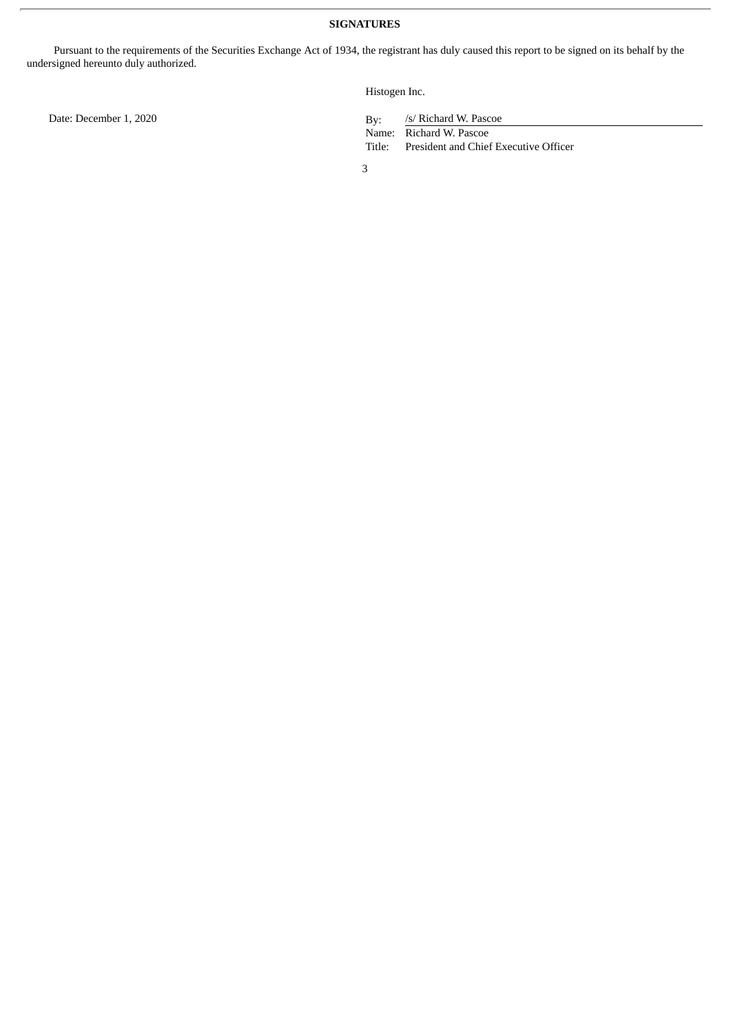**SIGNATURES**

Pursuant to the requirements of the Securities Exchange Act of 1934, the registrant has duly caused this report to be signed on its behalf by the undersigned hereunto duly authorized.

Histogen Inc.

Date: December 1, 2020

By: /s/ Richard W. Pascoe
Name: Richard W. Pascoe
Title: President and Chief Executive Officer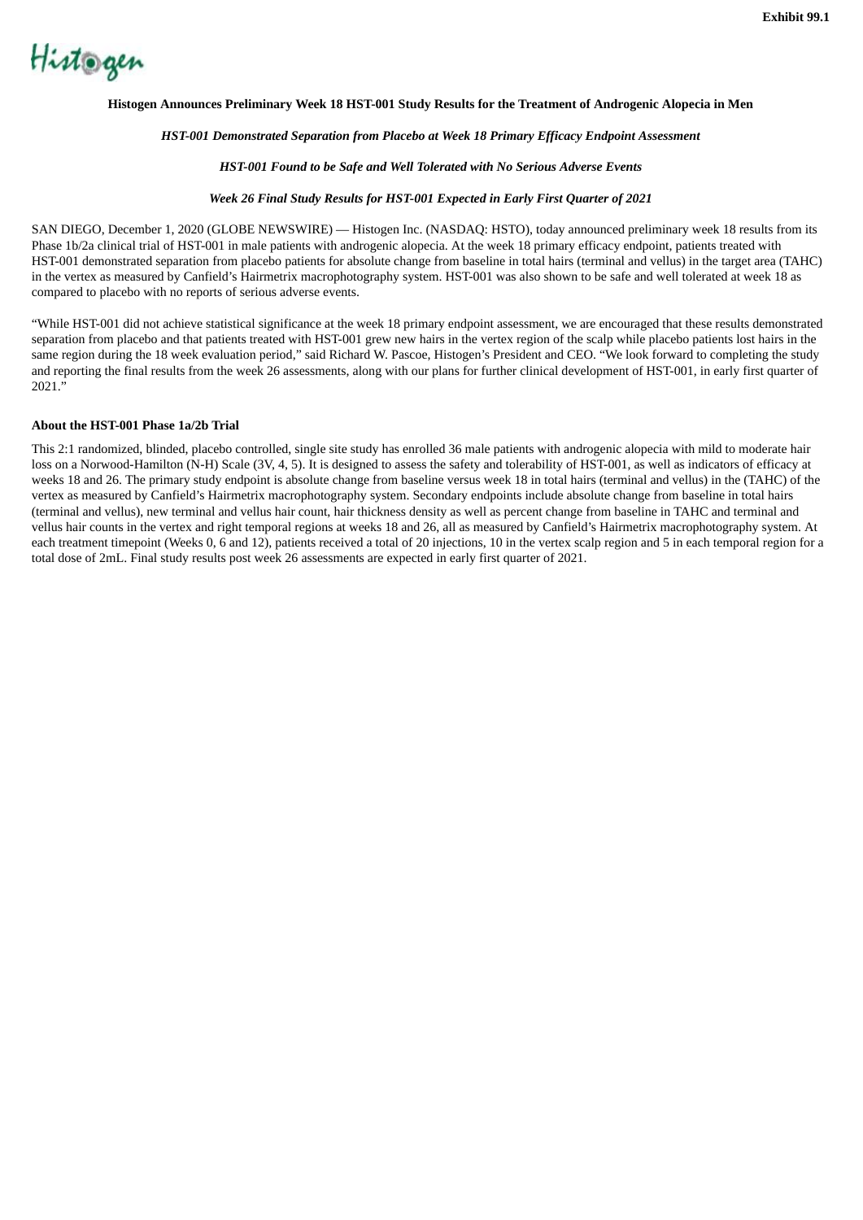Exhibit 99.1

Histogen

**Histogen Announces Preliminary Week 18 HST-001 Study Results for the Treatment of Androgenic Alopecia in Men**

***HST-001 Demonstrated Separation from Placebo at Week 18 Primary Efficacy Endpoint Assessment***

***HST-001 Found to be Safe and Well Tolerated with No Serious Adverse Events***

***Week 26 Final Study Results for HST-001 Expected in Early First Quarter of 2021***

SAN DIEGO, December 1, 2020 (GLOBE NEWSWIRE) — Histogen Inc. (NASDAQ: HSTO), today announced preliminary week 18 results from its Phase 1b/2a clinical trial of HST-001 in male patients with androgenic alopecia. At the week 18 primary efficacy endpoint, patients treated with HST-001 demonstrated separation from placebo patients for absolute change from baseline in total hairs (terminal and vellus) in the target area (TAHC) in the vertex as measured by Canfield's Hairmetrix macrophotography system. HST-001 was also shown to be safe and well tolerated at week 18 as compared to placebo with no reports of serious adverse events.

"While HST-001 did not achieve statistical significance at the week 18 primary endpoint assessment, we are encouraged that these results demonstrated separation from placebo and that patients treated with HST-001 grew new hairs in the vertex region of the scalp while placebo patients lost hairs in the same region during the 18 week evaluation period," said Richard W. Pascoe, Histogen's President and CEO. "We look forward to completing the study and reporting the final results from the week 26 assessments, along with our plans for further clinical development of HST-001, in early first quarter of 2021."

**About the HST-001 Phase 1a/2b Trial**

This 2:1 randomized, blinded, placebo controlled, single site study has enrolled 36 male patients with androgenic alopecia with mild to moderate hair loss on a Norwood-Hamilton (N-H) Scale (3V, 4, 5). It is designed to assess the safety and tolerability of HST-001, as well as indicators of efficacy at weeks 18 and 26. The primary study endpoint is absolute change from baseline versus week 18 in total hairs (terminal and vellus) in the (TAHC) of the vertex as measured by Canfield's Hairmetrix macrophotography system. Secondary endpoints include absolute change from baseline in total hairs (terminal and vellus), new terminal and vellus hair count, hair thickness density as well as percent change from baseline in TAHC and terminal and vellus hair counts in the vertex and right temporal regions at weeks 18 and 26, all as measured by Canfield's Hairmetrix macrophotography system. At each treatment timepoint (Weeks 0, 6 and 12), patients received a total of 20 injections, 10 in the vertex scalp region and 5 in each temporal region for a total dose of 2mL. Final study results post week 26 assessments are expected in early first quarter of 2021.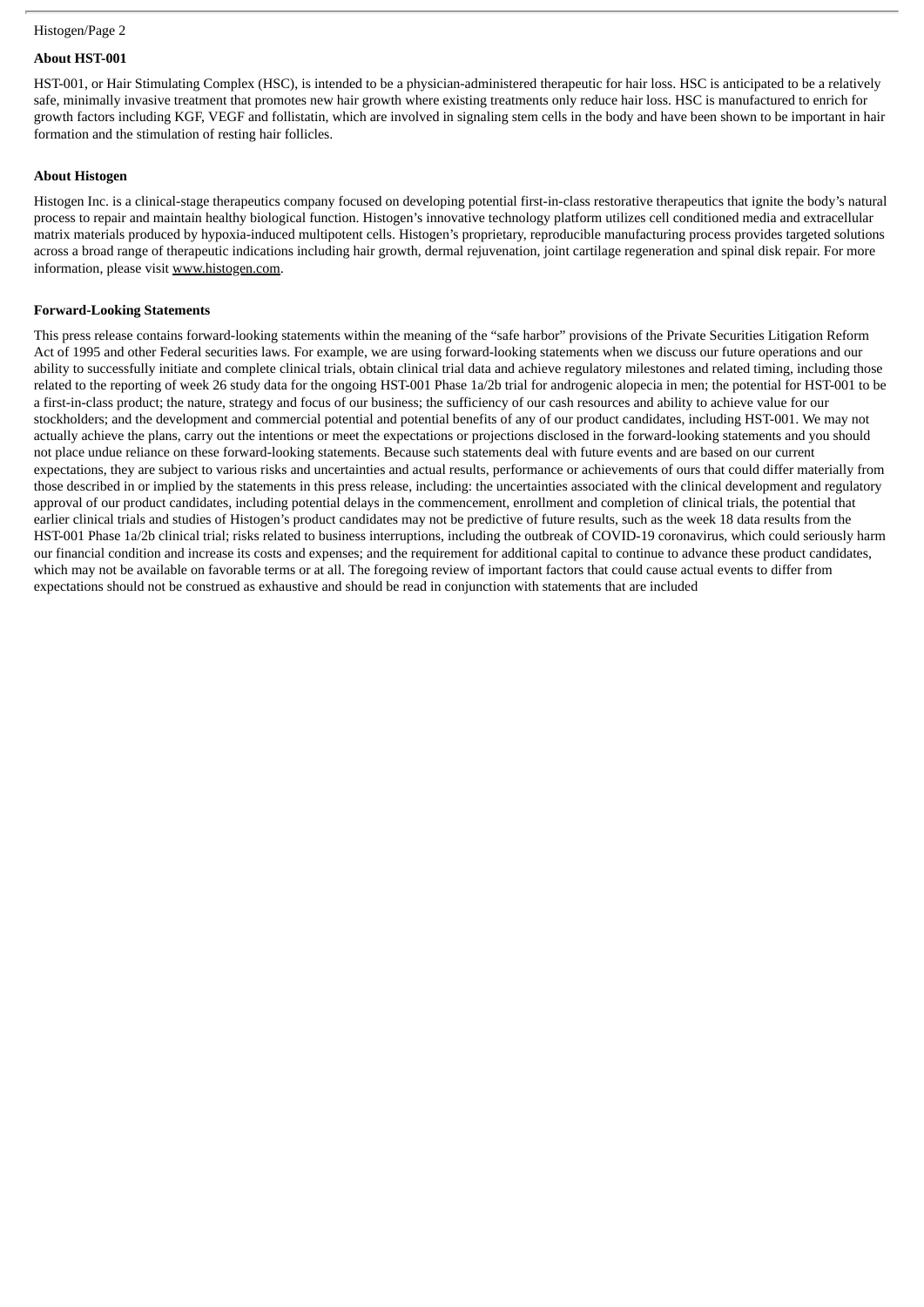**About HST-001**

HST-001, or Hair Stimulating Complex (HSC), is intended to be a physician-administered therapeutic for hair loss. HSC is anticipated to be a relatively safe, minimally invasive treatment that promotes new hair growth where existing treatments only reduce hair loss. HSC is manufactured to enrich for growth factors including KGF, VEGF and follistatin, which are involved in signaling stem cells in the body and have been shown to be important in hair formation and the stimulation of resting hair follicles.

**About Histogen**

Histogen Inc. is a clinical-stage therapeutics company focused on developing potential first-in-class restorative therapeutics that ignite the body's natural process to repair and maintain healthy biological function. Histogen's innovative technology platform utilizes cell conditioned media and extracellular matrix materials produced by hypoxia-induced multipotent cells. Histogen's proprietary, reproducible manufacturing process provides targeted solutions across a broad range of therapeutic indications including hair growth, dermal rejuvenation, joint cartilage regeneration and spinal disk repair. For more information, please visit www.histogen.com.

**Forward-Looking Statements**

This press release contains forward-looking statements within the meaning of the "safe harbor" provisions of the Private Securities Litigation Reform Act of 1995 and other Federal securities laws. For example, we are using forward-looking statements when we discuss our future operations and our ability to successfully initiate and complete clinical trials, obtain clinical trial data and achieve regulatory milestones and related timing, including those related to the reporting of week 26 study data for the ongoing HST-001 Phase 1a/2b trial for androgenic alopecia in men; the potential for HST-001 to be a first-in-class product; the nature, strategy and focus of our business; the sufficiency of our cash resources and ability to achieve value for our stockholders; and the development and commercial potential and potential benefits of any of our product candidates, including HST-001. We may not actually achieve the plans, carry out the intentions or meet the expectations or projections disclosed in the forward-looking statements and you should not place undue reliance on these forward-looking statements. Because such statements deal with future events and are based on our current expectations, they are subject to various risks and uncertainties and actual results, performance or achievements of ours that could differ materially from those described in or implied by the statements in this press release, including: the uncertainties associated with the clinical development and regulatory approval of our product candidates, including potential delays in the commencement, enrollment and completion of clinical trials, the potential that earlier clinical trials and studies of Histogen's product candidates may not be predictive of future results, such as the week 18 data results from the HST-001 Phase 1a/2b clinical trial; risks related to business interruptions, including the outbreak of COVID-19 coronavirus, which could seriously harm our financial condition and increase its costs and expenses; and the requirement for additional capital to continue to advance these product candidates, which may not be available on favorable terms or at all. The foregoing review of important factors that could cause actual events to differ from expectations should not be construed as exhaustive and should be read in conjunction with statements that are included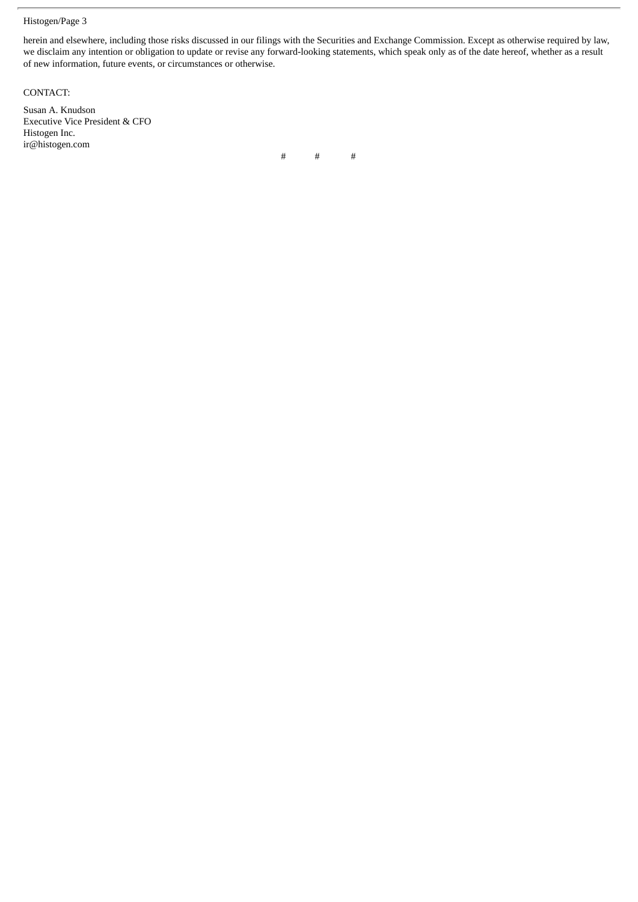herein and elsewhere, including those risks discussed in our filings with the Securities and Exchange Commission. Except as otherwise required by law, we disclaim any intention or obligation to update or revise any forward-looking statements, which speak only as of the date hereof, whether as a result of new information, future events, or circumstances or otherwise.

CONTACT:

Susan A. Knudson
Executive Vice President & CFO
Histogen Inc.
ir@histogen.com

# # #